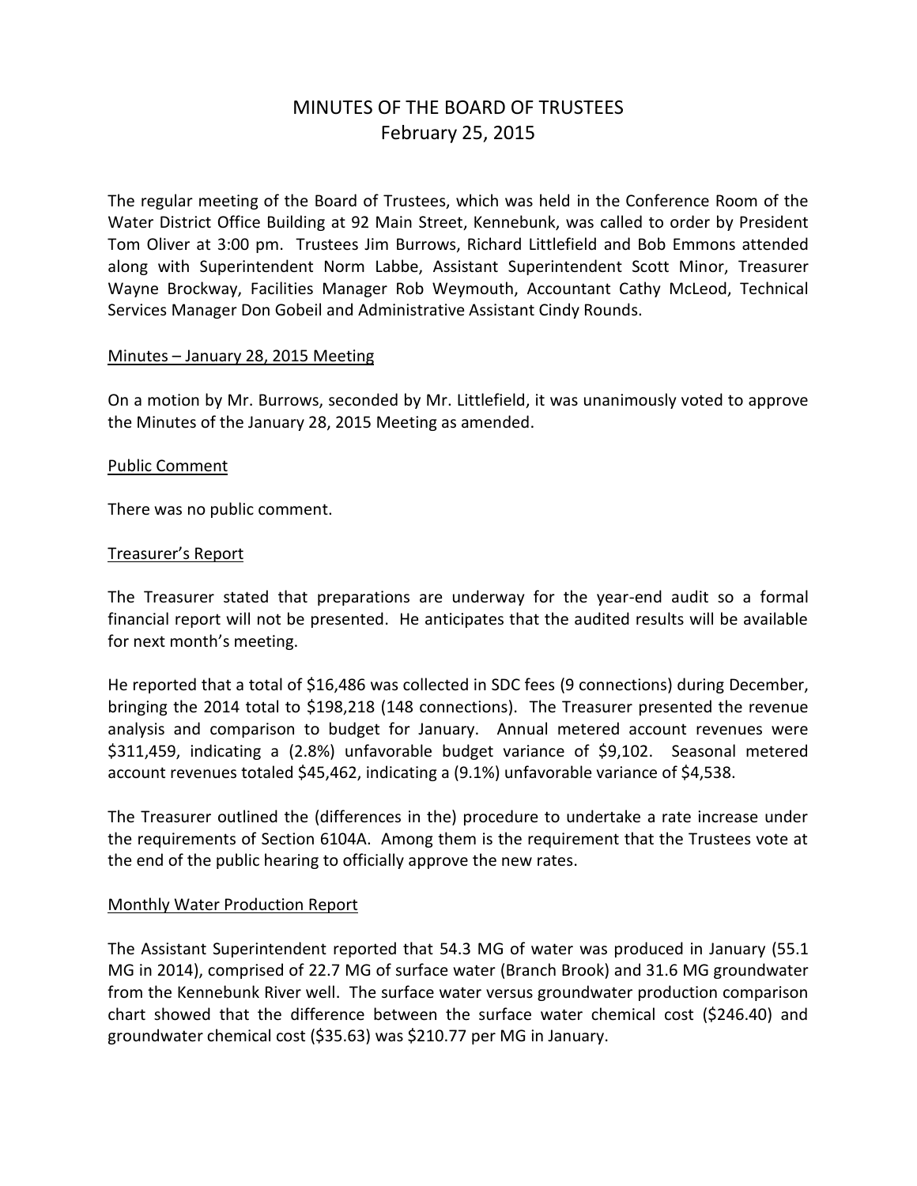# MINUTES OF THE BOARD OF TRUSTEES
## February 25, 2015

The regular meeting of the Board of Trustees, which was held in the Conference Room of the Water District Office Building at 92 Main Street, Kennebunk, was called to order by President Tom Oliver at 3:00 pm. Trustees Jim Burrows, Richard Littlefield and Bob Emmons attended along with Superintendent Norm Labbe, Assistant Superintendent Scott Minor, Treasurer Wayne Brockway, Facilities Manager Rob Weymouth, Accountant Cathy McLeod, Technical Services Manager Don Gobeil and Administrative Assistant Cindy Rounds.

<u>Minutes – January 28, 2015 Meeting</u>

On a motion by Mr. Burrows, seconded by Mr. Littlefield, it was unanimously voted to approve the Minutes of the January 28, 2015 Meeting as amended.

<u>Public Comment</u>

There was no public comment.

<u>Treasurer's Report</u>

The Treasurer stated that preparations are underway for the year-end audit so a formal financial report will not be presented. He anticipates that the audited results will be available for next month's meeting.

He reported that a total of $16,486 was collected in SDC fees (9 connections) during December, bringing the 2014 total to $198,218 (148 connections). The Treasurer presented the revenue analysis and comparison to budget for January. Annual metered account revenues were $311,459, indicating a (2.8%) unfavorable budget variance of $9,102. Seasonal metered account revenues totaled $45,462, indicating a (9.1%) unfavorable variance of $4,538.

The Treasurer outlined the (differences in the) procedure to undertake a rate increase under the requirements of Section 6104A. Among them is the requirement that the Trustees vote at the end of the public hearing to officially approve the new rates.

<u>Monthly Water Production Report</u>

The Assistant Superintendent reported that 54.3 MG of water was produced in January (55.1 MG in 2014), comprised of 22.7 MG of surface water (Branch Brook) and 31.6 MG groundwater from the Kennebunk River well. The surface water versus groundwater production comparison chart showed that the difference between the surface water chemical cost ($246.40) and groundwater chemical cost ($35.63) was $210.77 per MG in January.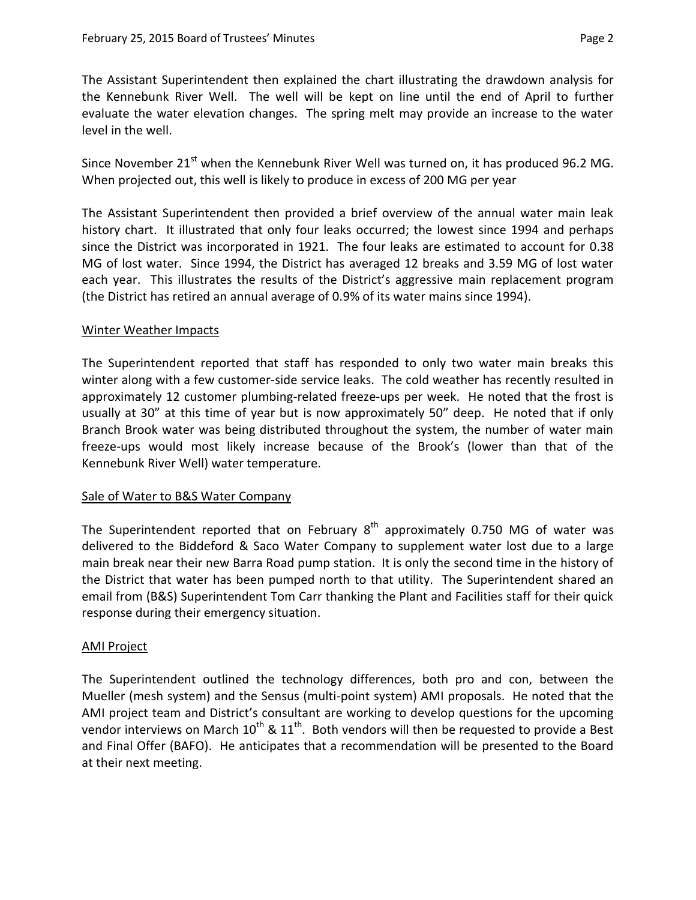The Assistant Superintendent then explained the chart illustrating the drawdown analysis for the Kennebunk River Well. The well will be kept on line until the end of April to further evaluate the water elevation changes. The spring melt may provide an increase to the water level in the well.

Since November 21st when the Kennebunk River Well was turned on, it has produced 96.2 MG. When projected out, this well is likely to produce in excess of 200 MG per year

The Assistant Superintendent then provided a brief overview of the annual water main leak history chart. It illustrated that only four leaks occurred; the lowest since 1994 and perhaps since the District was incorporated in 1921. The four leaks are estimated to account for 0.38 MG of lost water. Since 1994, the District has averaged 12 breaks and 3.59 MG of lost water each year. This illustrates the results of the District's aggressive main replacement program (the District has retired an annual average of 0.9% of its water mains since 1994).

## Winter Weather Impacts

The Superintendent reported that staff has responded to only two water main breaks this winter along with a few customer-side service leaks. The cold weather has recently resulted in approximately 12 customer plumbing-related freeze-ups per week. He noted that the frost is usually at 30" at this time of year but is now approximately 50" deep. He noted that if only Branch Brook water was being distributed throughout the system, the number of water main freeze-ups would most likely increase because of the Brook's (lower than that of the Kennebunk River Well) water temperature.

## Sale of Water to B&S Water Company

The Superintendent reported that on February 8th approximately 0.750 MG of water was delivered to the Biddeford & Saco Water Company to supplement water lost due to a large main break near their new Barra Road pump station. It is only the second time in the history of the District that water has been pumped north to that utility. The Superintendent shared an email from (B&S) Superintendent Tom Carr thanking the Plant and Facilities staff for their quick response during their emergency situation.

## AMI Project

The Superintendent outlined the technology differences, both pro and con, between the Mueller (mesh system) and the Sensus (multi-point system) AMI proposals. He noted that the AMI project team and District's consultant are working to develop questions for the upcoming vendor interviews on March 10th & 11th. Both vendors will then be requested to provide a Best and Final Offer (BAFO). He anticipates that a recommendation will be presented to the Board at their next meeting.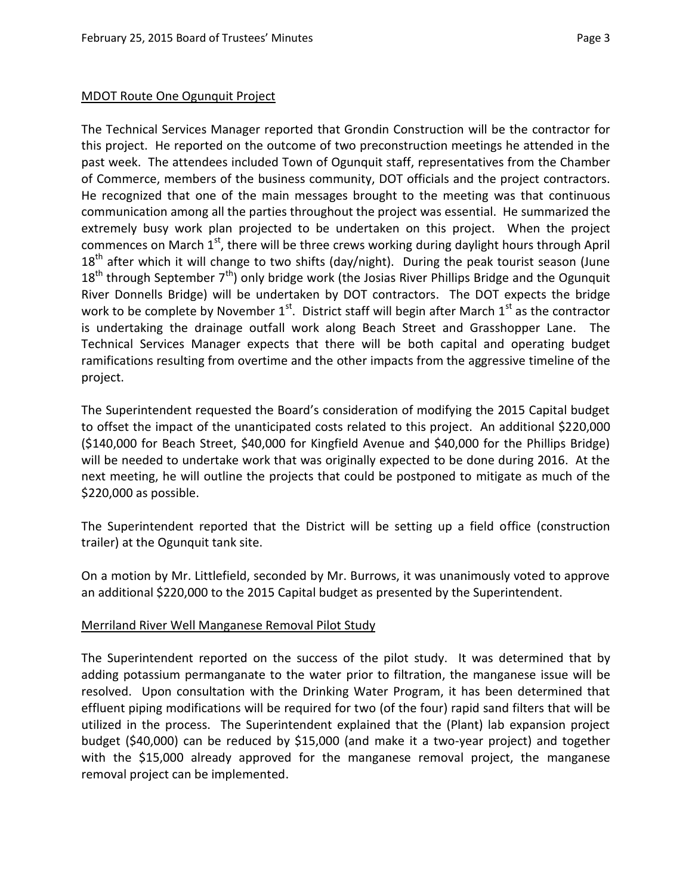MDOT Route One Ogunquit Project

The Technical Services Manager reported that Grondin Construction will be the contractor for this project. He reported on the outcome of two preconstruction meetings he attended in the past week. The attendees included Town of Ogunquit staff, representatives from the Chamber of Commerce, members of the business community, DOT officials and the project contractors. He recognized that one of the main messages brought to the meeting was that continuous communication among all the parties throughout the project was essential. He summarized the extremely busy work plan projected to be undertaken on this project. When the project commences on March 1st, there will be three crews working during daylight hours through April 18th after which it will change to two shifts (day/night). During the peak tourist season (June 18th through September 7th) only bridge work (the Josias River Phillips Bridge and the Ogunquit River Donnells Bridge) will be undertaken by DOT contractors. The DOT expects the bridge work to be complete by November 1st. District staff will begin after March 1st as the contractor is undertaking the drainage outfall work along Beach Street and Grasshopper Lane. The Technical Services Manager expects that there will be both capital and operating budget ramifications resulting from overtime and the other impacts from the aggressive timeline of the project.

The Superintendent requested the Board's consideration of modifying the 2015 Capital budget to offset the impact of the unanticipated costs related to this project. An additional $220,000 ($140,000 for Beach Street, $40,000 for Kingfield Avenue and $40,000 for the Phillips Bridge) will be needed to undertake work that was originally expected to be done during 2016. At the next meeting, he will outline the projects that could be postponed to mitigate as much of the $220,000 as possible.

The Superintendent reported that the District will be setting up a field office (construction trailer) at the Ogunquit tank site.

On a motion by Mr. Littlefield, seconded by Mr. Burrows, it was unanimously voted to approve an additional $220,000 to the 2015 Capital budget as presented by the Superintendent.

Merriland River Well Manganese Removal Pilot Study

The Superintendent reported on the success of the pilot study. It was determined that by adding potassium permanganate to the water prior to filtration, the manganese issue will be resolved. Upon consultation with the Drinking Water Program, it has been determined that effluent piping modifications will be required for two (of the four) rapid sand filters that will be utilized in the process. The Superintendent explained that the (Plant) lab expansion project budget ($40,000) can be reduced by $15,000 (and make it a two-year project) and together with the $15,000 already approved for the manganese removal project, the manganese removal project can be implemented.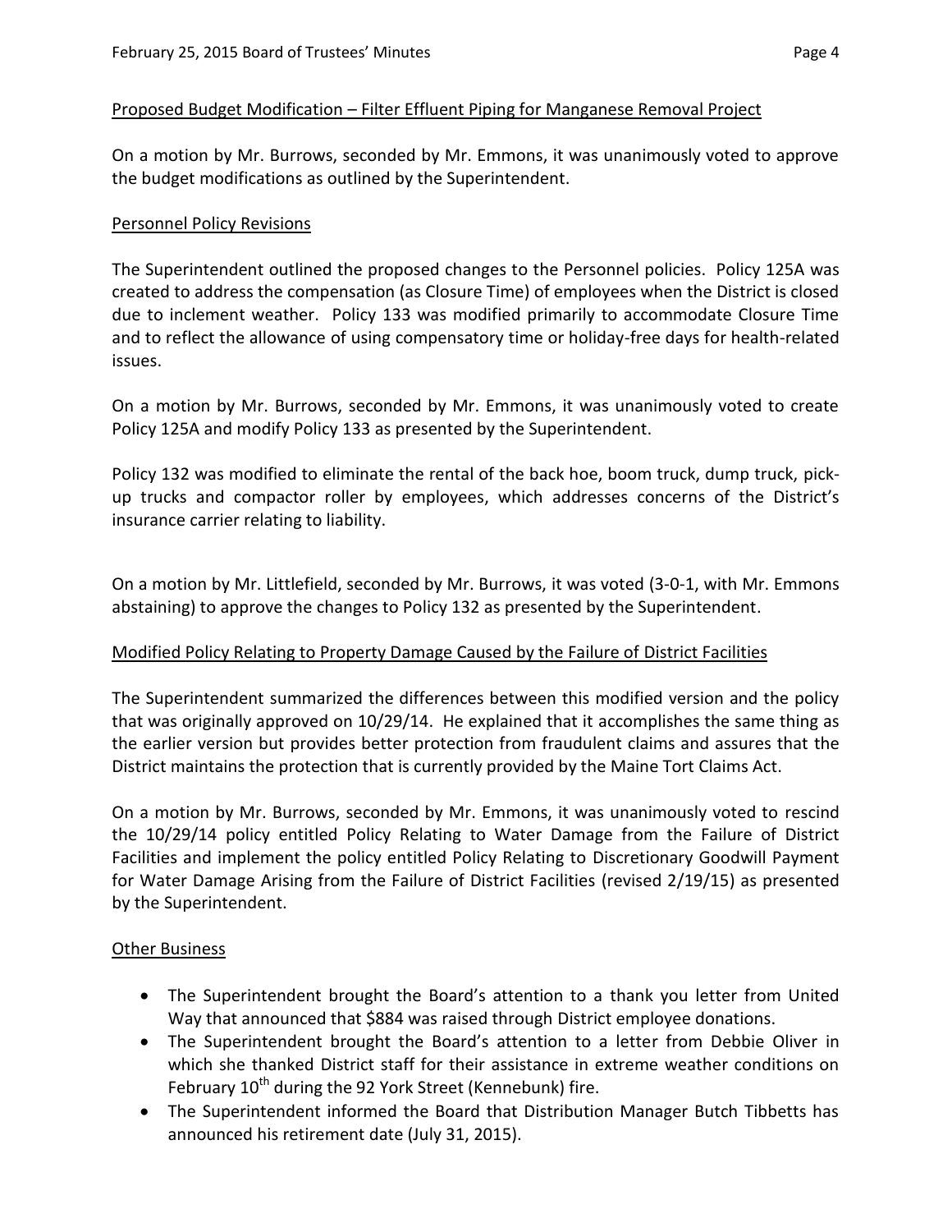<u>Proposed Budget Modification – Filter Effluent Piping for Manganese Removal Project</u>

On a motion by Mr. Burrows, seconded by Mr. Emmons, it was unanimously voted to approve the budget modifications as outlined by the Superintendent.

<u>Personnel Policy Revisions</u>

The Superintendent outlined the proposed changes to the Personnel policies. Policy 125A was created to address the compensation (as Closure Time) of employees when the District is closed due to inclement weather. Policy 133 was modified primarily to accommodate Closure Time and to reflect the allowance of using compensatory time or holiday-free days for health-related issues.

On a motion by Mr. Burrows, seconded by Mr. Emmons, it was unanimously voted to create Policy 125A and modify Policy 133 as presented by the Superintendent.

Policy 132 was modified to eliminate the rental of the back hoe, boom truck, dump truck, pick-up trucks and compactor roller by employees, which addresses concerns of the District's insurance carrier relating to liability.

On a motion by Mr. Littlefield, seconded by Mr. Burrows, it was voted (3-0-1, with Mr. Emmons abstaining) to approve the changes to Policy 132 as presented by the Superintendent.

<u>Modified Policy Relating to Property Damage Caused by the Failure of District Facilities</u>

The Superintendent summarized the differences between this modified version and the policy that was originally approved on 10/29/14. He explained that it accomplishes the same thing as the earlier version but provides better protection from fraudulent claims and assures that the District maintains the protection that is currently provided by the Maine Tort Claims Act.

On a motion by Mr. Burrows, seconded by Mr. Emmons, it was unanimously voted to rescind the 10/29/14 policy entitled Policy Relating to Water Damage from the Failure of District Facilities and implement the policy entitled Policy Relating to Discretionary Goodwill Payment for Water Damage Arising from the Failure of District Facilities (revised 2/19/15) as presented by the Superintendent.

<u>Other Business</u>

- The Superintendent brought the Board's attention to a thank you letter from United Way that announced that $884 was raised through District employee donations.
- The Superintendent brought the Board's attention to a letter from Debbie Oliver in which she thanked District staff for their assistance in extreme weather conditions on February 10th during the 92 York Street (Kennebunk) fire.
- The Superintendent informed the Board that Distribution Manager Butch Tibbetts has announced his retirement date (July 31, 2015).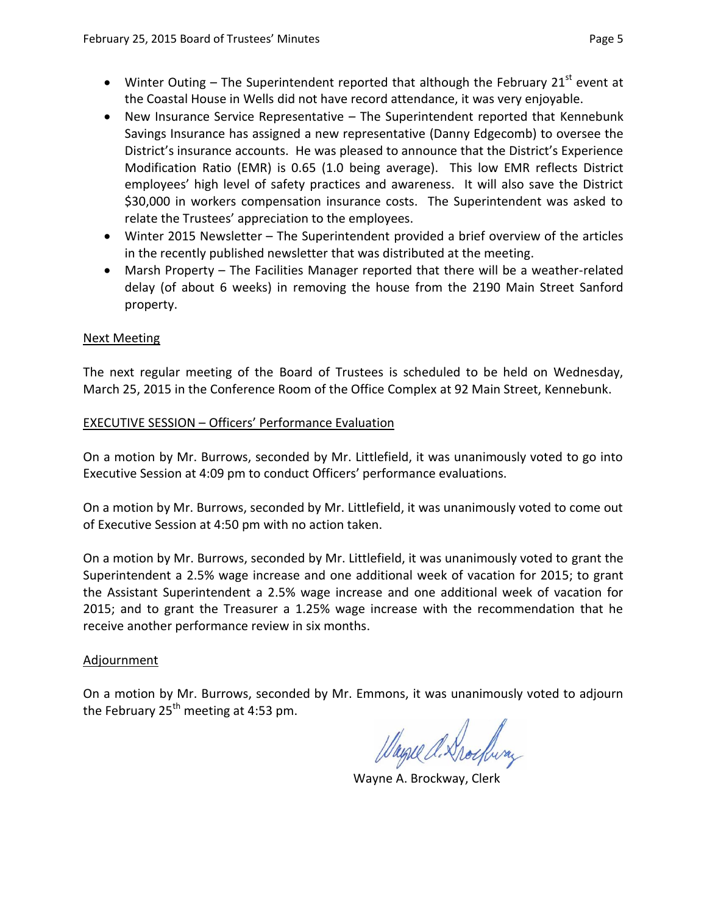- Winter Outing – The Superintendent reported that although the February 21st event at the Coastal House in Wells did not have record attendance, it was very enjoyable.
- New Insurance Service Representative – The Superintendent reported that Kennebunk Savings Insurance has assigned a new representative (Danny Edgecomb) to oversee the District's insurance accounts. He was pleased to announce that the District's Experience Modification Ratio (EMR) is 0.65 (1.0 being average). This low EMR reflects District employees' high level of safety practices and awareness. It will also save the District $30,000 in workers compensation insurance costs. The Superintendent was asked to relate the Trustees' appreciation to the employees.
- Winter 2015 Newsletter – The Superintendent provided a brief overview of the articles in the recently published newsletter that was distributed at the meeting.
- Marsh Property – The Facilities Manager reported that there will be a weather-related delay (of about 6 weeks) in removing the house from the 2190 Main Street Sanford property.

## Next Meeting

The next regular meeting of the Board of Trustees is scheduled to be held on Wednesday, March 25, 2015 in the Conference Room of the Office Complex at 92 Main Street, Kennebunk.

## EXECUTIVE SESSION – Officers' Performance Evaluation

On a motion by Mr. Burrows, seconded by Mr. Littlefield, it was unanimously voted to go into Executive Session at 4:09 pm to conduct Officers' performance evaluations.

On a motion by Mr. Burrows, seconded by Mr. Littlefield, it was unanimously voted to come out of Executive Session at 4:50 pm with no action taken.

On a motion by Mr. Burrows, seconded by Mr. Littlefield, it was unanimously voted to grant the Superintendent a 2.5% wage increase and one additional week of vacation for 2015; to grant the Assistant Superintendent a 2.5% wage increase and one additional week of vacation for 2015; and to grant the Treasurer a 1.25% wage increase with the recommendation that he receive another performance review in six months.

## Adjournment

On a motion by Mr. Burrows, seconded by Mr. Emmons, it was unanimously voted to adjourn the February 25th meeting at 4:53 pm.

Wayne A. Brockway, Clerk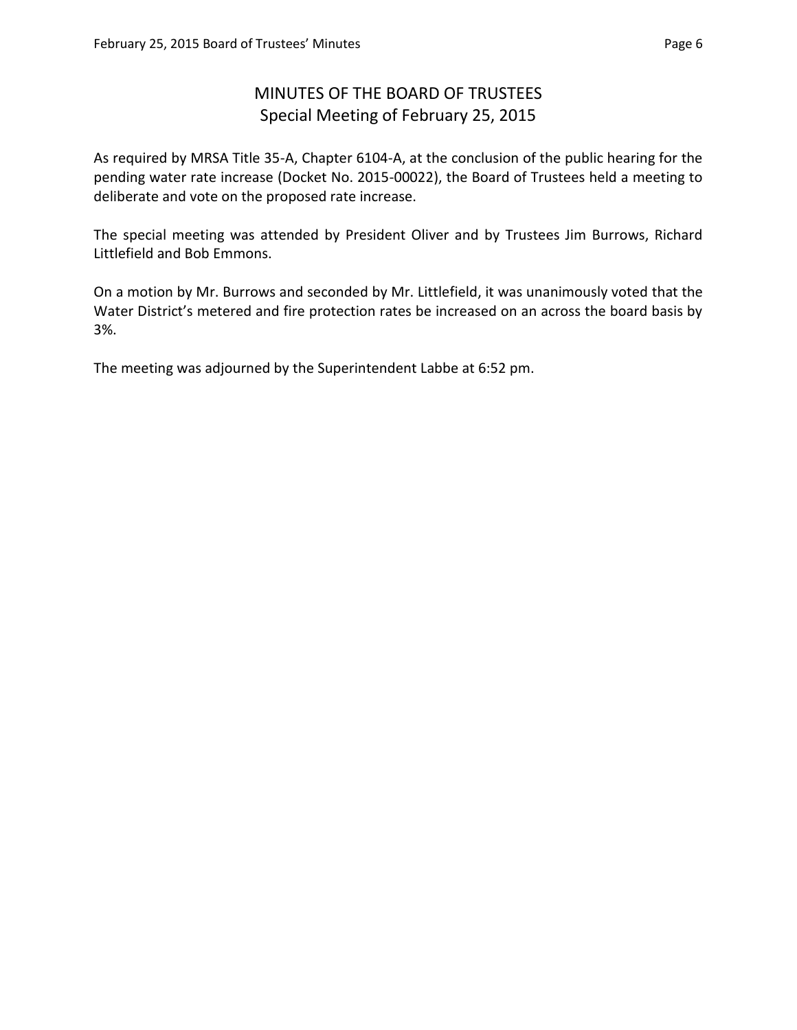# MINUTES OF THE BOARD OF TRUSTEES
## Special Meeting of February 25, 2015

As required by MRSA Title 35-A, Chapter 6104-A, at the conclusion of the public hearing for the pending water rate increase (Docket No. 2015-00022), the Board of Trustees held a meeting to deliberate and vote on the proposed rate increase.

The special meeting was attended by President Oliver and by Trustees Jim Burrows, Richard Littlefield and Bob Emmons.

On a motion by Mr. Burrows and seconded by Mr. Littlefield, it was unanimously voted that the Water District's metered and fire protection rates be increased on an across the board basis by 3%.

The meeting was adjourned by the Superintendent Labbe at 6:52 pm.